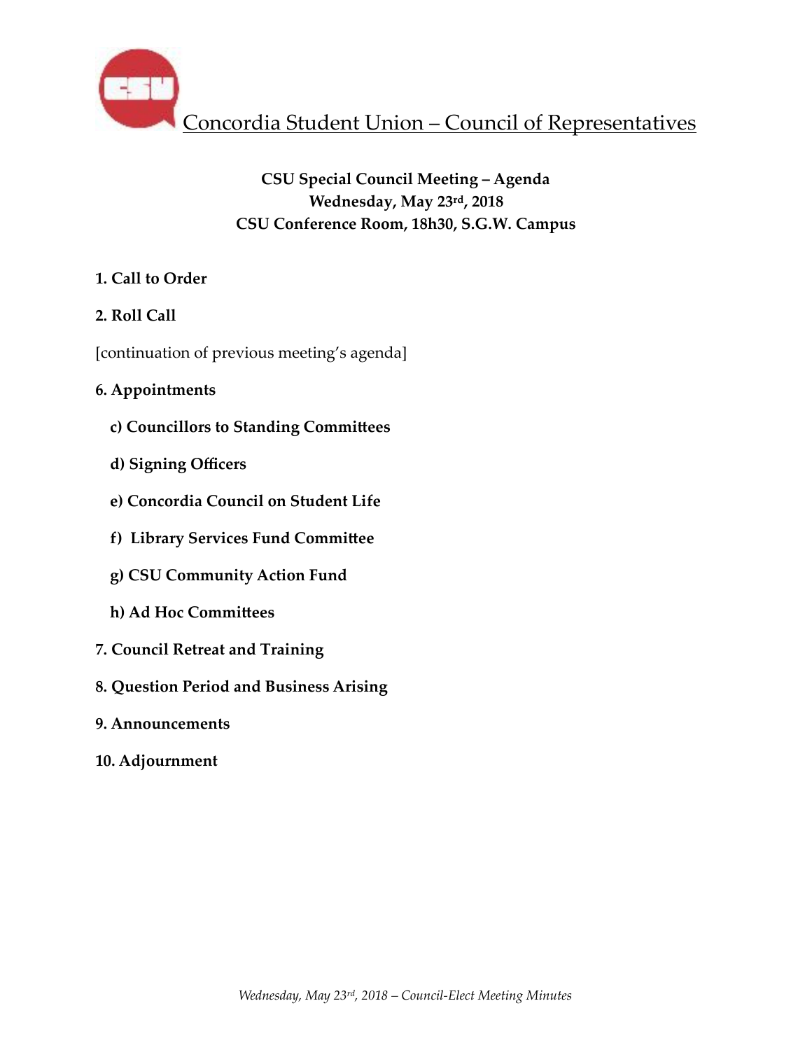# Concordia Student Union – Council of Representatives

**CSU Special Council Meeting – Agenda**
**Wednesday, May 23rd, 2018**
**CSU Conference Room, 18h30, S.G.W. Campus**

**1. Call to Order**

**2. Roll Call**

[continuation of previous meeting's agenda]

**6. Appointments**

- **c) Councillors to Standing Committees**
- **d) Signing Officers**
- **e) Concordia Council on Student Life**
- **f) Library Services Fund Committee**
- **g) CSU Community Action Fund**
- **h) Ad Hoc Committees**

**7. Council Retreat and Training**

**8. Question Period and Business Arising**

**9. Announcements**

**10. Adjournment**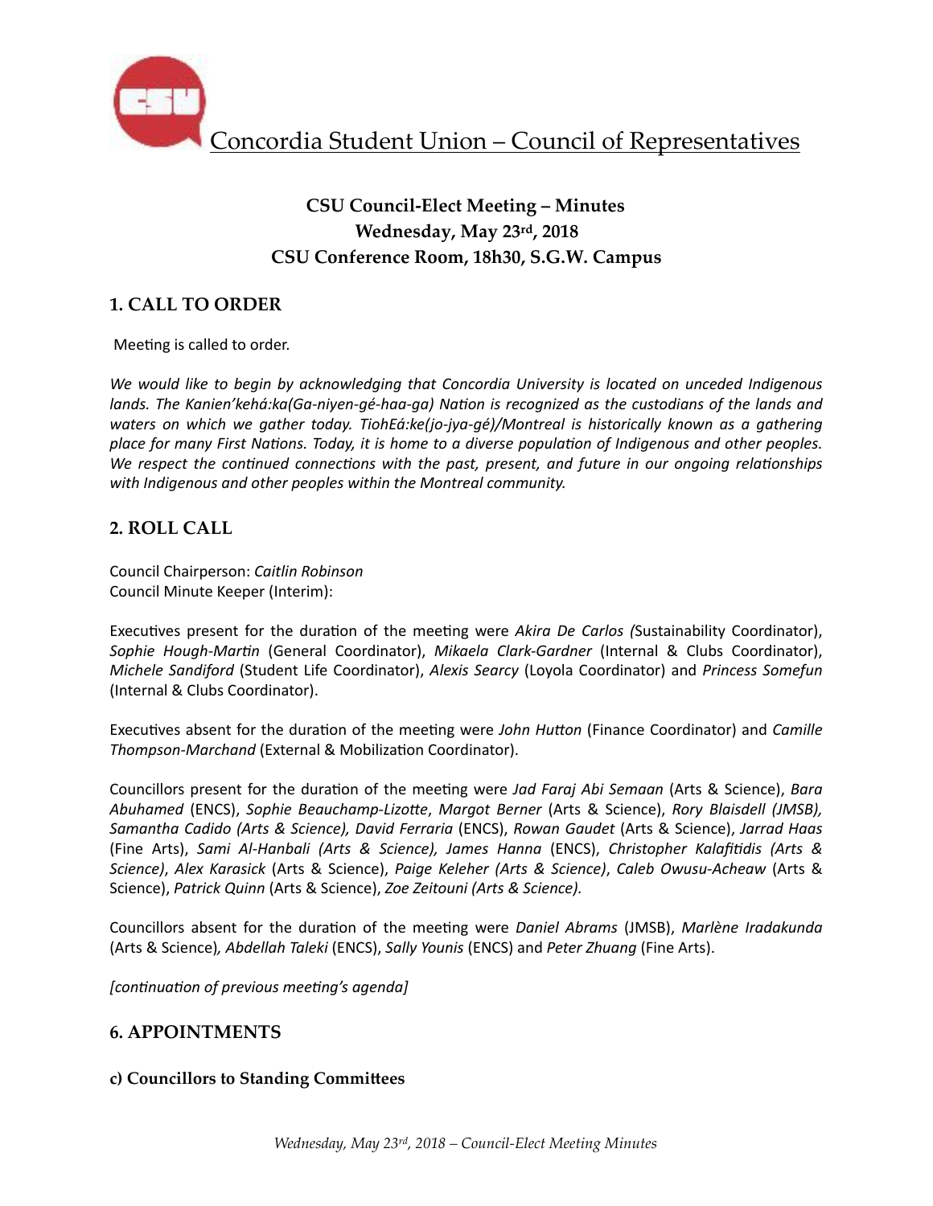# Concordia Student Union – Council of Representatives

## CSU Council-Elect Meeting – Minutes
## Wednesday, May 23rd, 2018
## CSU Conference Room, 18h30, S.G.W. Campus

## 1. CALL TO ORDER

Meeting is called to order.

*We would like to begin by acknowledging that Concordia University is located on unceded Indigenous lands. The Kanien'kehá:ka(Ga-niyen-gé-haa-ga) Nation is recognized as the custodians of the lands and waters on which we gather today. TiohEá:ke(jo-jya-gé)/Montreal is historically known as a gathering place for many First Nations. Today, it is home to a diverse population of Indigenous and other peoples. We respect the continued connections with the past, present, and future in our ongoing relationships with Indigenous and other peoples within the Montreal community.*

## 2. ROLL CALL

Council Chairperson: *Caitlin Robinson*
Council Minute Keeper (Interim):

Executives present for the duration of the meeting were *Akira De Carlos (*Sustainability Coordinator), *Sophie Hough-Martin* (General Coordinator), *Mikaela Clark-Gardner* (Internal & Clubs Coordinator), *Michele Sandiford* (Student Life Coordinator), *Alexis Searcy* (Loyola Coordinator) and *Princess Somefun* (Internal & Clubs Coordinator).

Executives absent for the duration of the meeting were *John Hutton* (Finance Coordinator) and *Camille Thompson-Marchand* (External & Mobilization Coordinator).

Councillors present for the duration of the meeting were *Jad Faraj Abi Semaan* (Arts & Science), *Bara Abuhamed* (ENCS), *Sophie Beauchamp-Lizotte*, *Margot Berner* (Arts & Science), *Rory Blaisdell (JMSB), Samantha Cadido (Arts & Science), David Ferraria* (ENCS), *Rowan Gaudet* (Arts & Science), *Jarrad Haas* (Fine Arts), *Sami Al-Hanbali (Arts & Science), James Hanna* (ENCS), *Christopher Kalafitidis (Arts & Science)*, *Alex Karasick* (Arts & Science), *Paige Keleher (Arts & Science)*, *Caleb Owusu-Acheaw* (Arts & Science), *Patrick Quinn* (Arts & Science), *Zoe Zeitouni (Arts & Science).*

Councillors absent for the duration of the meeting were *Daniel Abrams* (JMSB), *Marlène Iradakunda* (Arts & Science)*, Abdellah Taleki* (ENCS), *Sally Younis* (ENCS) and *Peter Zhuang* (Fine Arts).

*[continuation of previous meeting's agenda]*

## 6. APPOINTMENTS

### c) Councillors to Standing Committees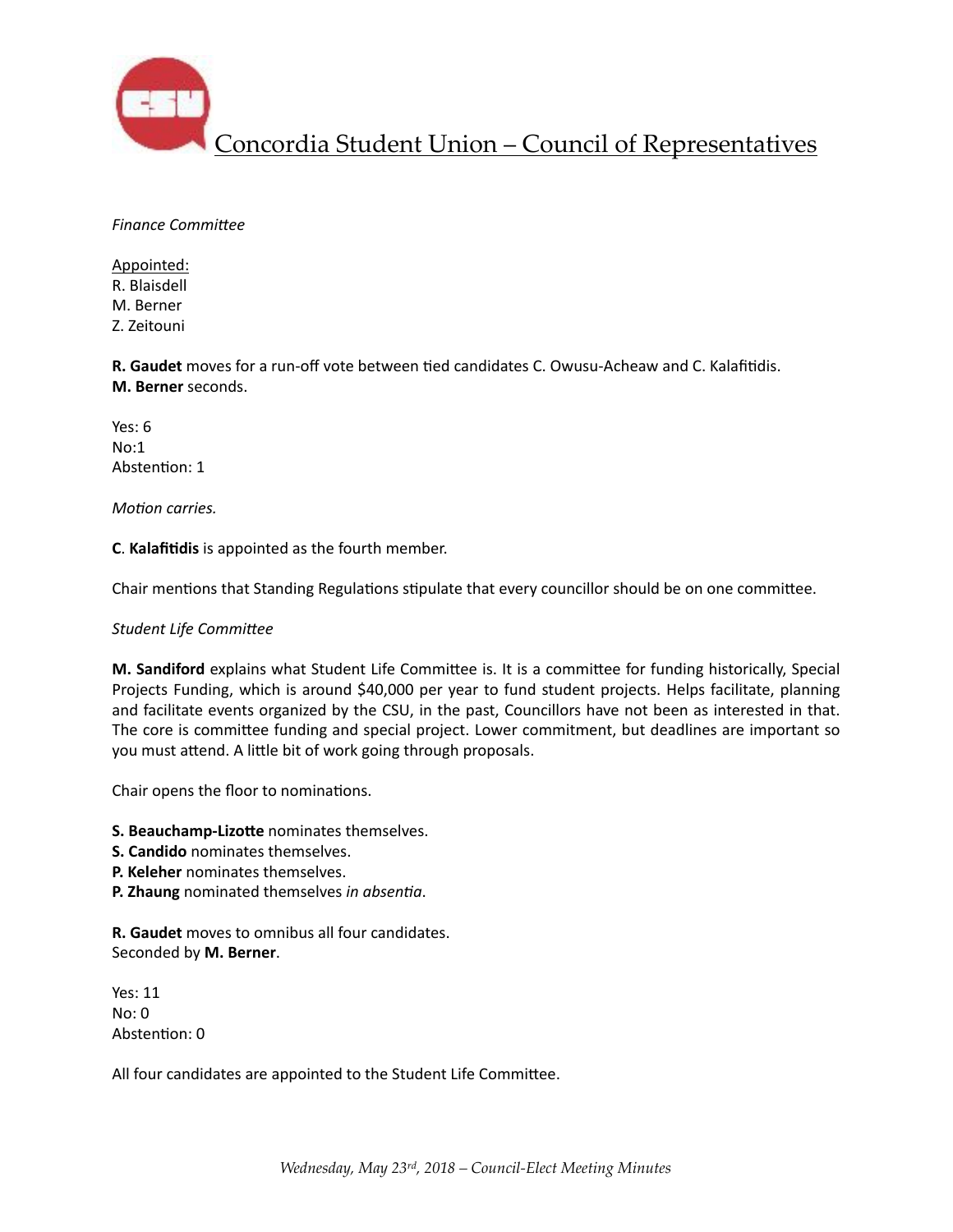*Finance Committee*

Appointed:
R. Blaisdell
M. Berner
Z. Zeitouni

**R. Gaudet** moves for a run-off vote between tied candidates C. Owusu-Acheaw and C. Kalafitidis.
**M. Berner** seconds.

Yes: 6
No:1
Abstention: 1

*Motion carries.*

**C**. **Kalafitidis** is appointed as the fourth member.

Chair mentions that Standing Regulations stipulate that every councillor should be on one committee.

*Student Life Committee*

**M. Sandiford** explains what Student Life Committee is. It is a committee for funding historically, Special Projects Funding, which is around $40,000 per year to fund student projects. Helps facilitate, planning and facilitate events organized by the CSU, in the past, Councillors have not been as interested in that. The core is committee funding and special project. Lower commitment, but deadlines are important so you must attend. A little bit of work going through proposals.

Chair opens the floor to nominations.

**S. Beauchamp-Lizotte** nominates themselves.
**S. Candido** nominates themselves.
**P. Keleher** nominates themselves.
**P. Zhaung** nominated themselves *in absentia*.

**R. Gaudet** moves to omnibus all four candidates.
Seconded by **M. Berner**.

Yes: 11
No: 0
Abstention: 0

All four candidates are appointed to the Student Life Committee.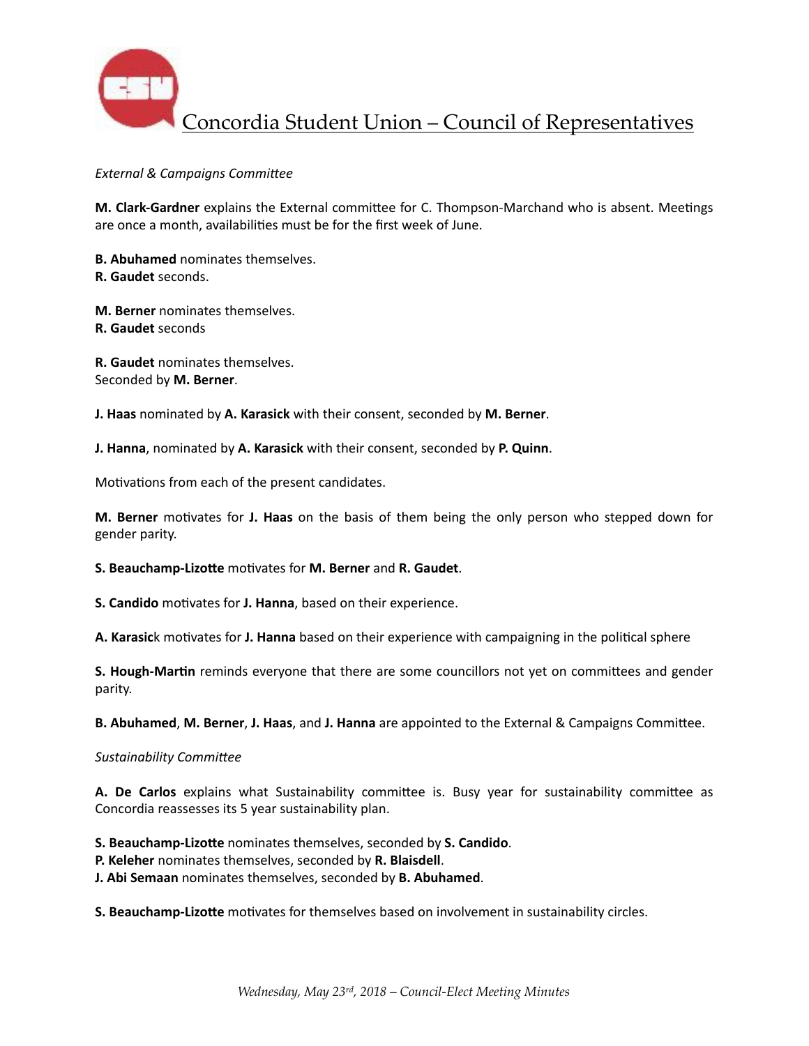*External & Campaigns Committee*

**M. Clark-Gardner** explains the External committee for C. Thompson-Marchand who is absent. Meetings are once a month, availabilities must be for the first week of June.

**B. Abuhamed** nominates themselves.
**R. Gaudet** seconds.

**M. Berner** nominates themselves.
**R. Gaudet** seconds

**R. Gaudet** nominates themselves.
Seconded by **M. Berner**.

**J. Haas** nominated by **A. Karasick** with their consent, seconded by **M. Berner**.

**J. Hanna**, nominated by **A. Karasick** with their consent, seconded by **P. Quinn**.

Motivations from each of the present candidates.

**M. Berner** motivates for **J. Haas** on the basis of them being the only person who stepped down for gender parity.

**S. Beauchamp-Lizotte** motivates for **M. Berner** and **R. Gaudet**.

**S. Candido** motivates for **J. Hanna**, based on their experience.

**A. Karasic**k motivates for **J. Hanna** based on their experience with campaigning in the political sphere

**S. Hough-Martin** reminds everyone that there are some councillors not yet on committees and gender parity.

**B. Abuhamed**, **M. Berner**, **J. Haas**, and **J. Hanna** are appointed to the External & Campaigns Committee.

*Sustainability Committee*

**A. De Carlos** explains what Sustainability committee is. Busy year for sustainability committee as Concordia reassesses its 5 year sustainability plan.

**S. Beauchamp-Lizotte** nominates themselves, seconded by **S. Candido**.
**P. Keleher** nominates themselves, seconded by **R. Blaisdell**.
**J. Abi Semaan** nominates themselves, seconded by **B. Abuhamed**.

**S. Beauchamp-Lizotte** motivates for themselves based on involvement in sustainability circles.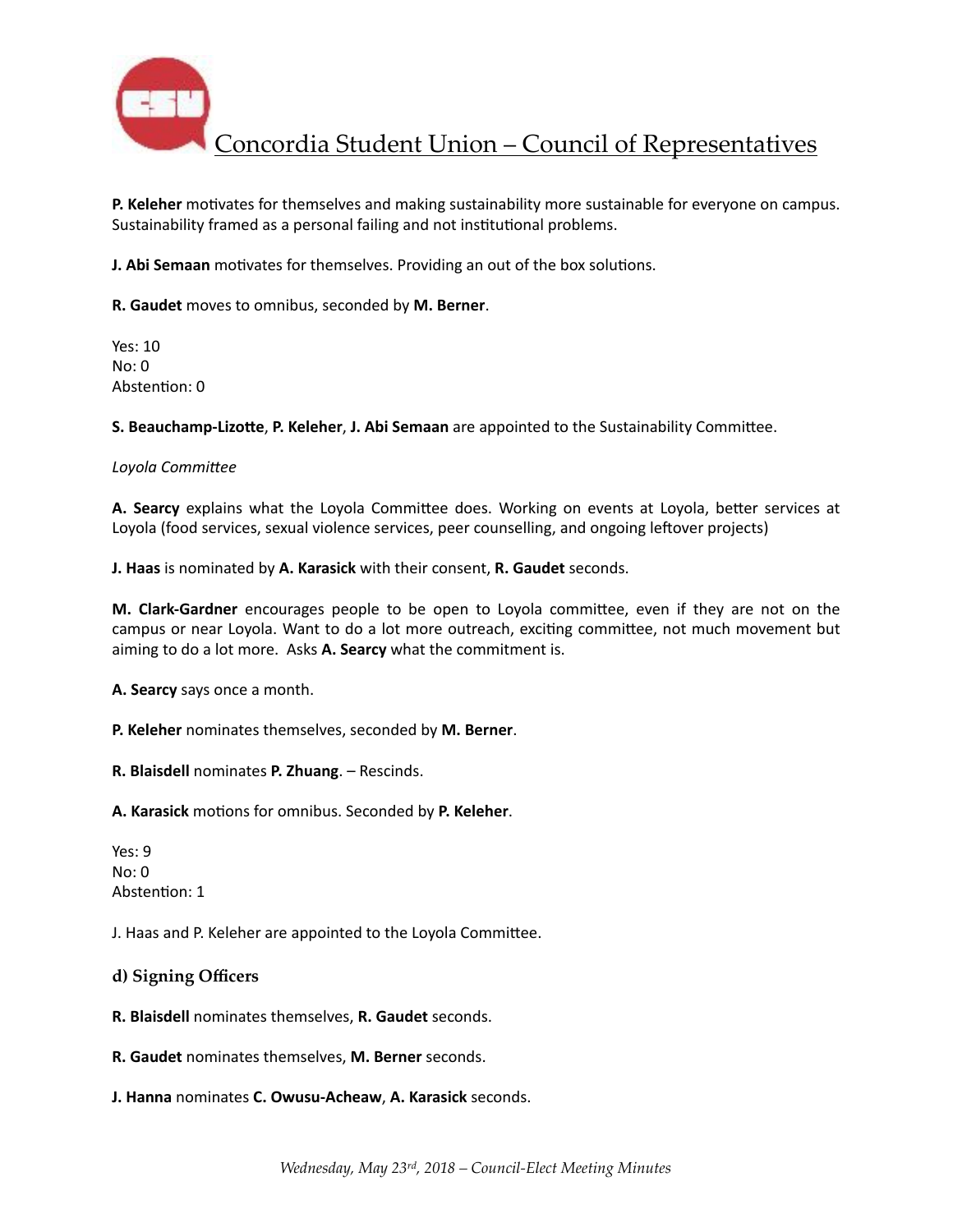**P. Keleher** motivates for themselves and making sustainability more sustainable for everyone on campus. Sustainability framed as a personal failing and not institutional problems.

**J. Abi Semaan** motivates for themselves. Providing an out of the box solutions.

**R. Gaudet** moves to omnibus, seconded by **M. Berner**.

Yes: 10
No: 0
Abstention: 0

**S. Beauchamp-Lizotte**, **P. Keleher**, **J. Abi Semaan** are appointed to the Sustainability Committee.

*Loyola Committee*

**A. Searcy** explains what the Loyola Committee does. Working on events at Loyola, better services at Loyola (food services, sexual violence services, peer counselling, and ongoing leftover projects)

**J. Haas** is nominated by **A. Karasick** with their consent, **R. Gaudet** seconds.

**M. Clark-Gardner** encourages people to be open to Loyola committee, even if they are not on the campus or near Loyola. Want to do a lot more outreach, exciting committee, not much movement but aiming to do a lot more. Asks **A. Searcy** what the commitment is.

**A. Searcy** says once a month.

**P. Keleher** nominates themselves, seconded by **M. Berner**.

**R. Blaisdell** nominates **P. Zhuang**. – Rescinds.

**A. Karasick** motions for omnibus. Seconded by **P. Keleher**.

Yes: 9
No: 0
Abstention: 1

J. Haas and P. Keleher are appointed to the Loyola Committee.

### d) Signing Officers

**R. Blaisdell** nominates themselves, **R. Gaudet** seconds.

**R. Gaudet** nominates themselves, **M. Berner** seconds.

**J. Hanna** nominates **C. Owusu-Acheaw**, **A. Karasick** seconds.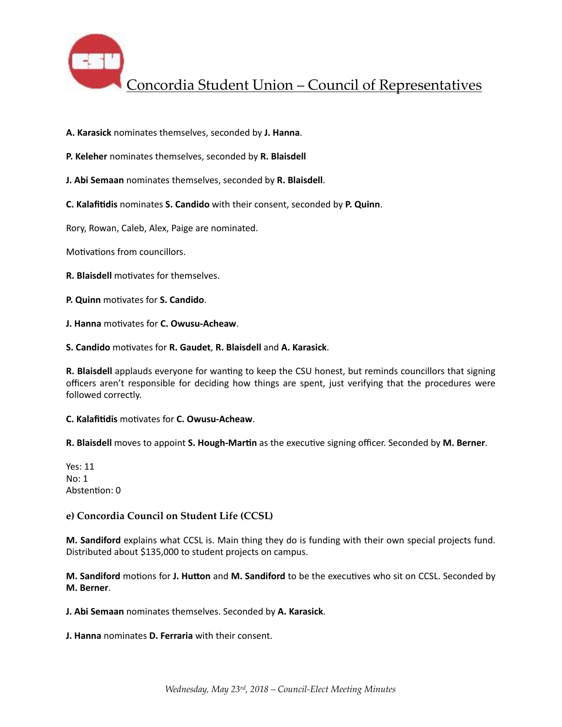**A. Karasick** nominates themselves, seconded by **J. Hanna**.

**P. Keleher** nominates themselves, seconded by **R. Blaisdell**

**J. Abi Semaan** nominates themselves, seconded by **R. Blaisdell**.

**C. Kalafitidis** nominates **S. Candido** with their consent, seconded by **P. Quinn**.

Rory, Rowan, Caleb, Alex, Paige are nominated.

Motivations from councillors.

**R. Blaisdell** motivates for themselves.

**P. Quinn** motivates for **S. Candido**.

**J. Hanna** motivates for **C. Owusu-Acheaw**.

**S. Candido** motivates for **R. Gaudet**, **R. Blaisdell** and **A. Karasick**.

**R. Blaisdell** applauds everyone for wanting to keep the CSU honest, but reminds councillors that signing officers aren't responsible for deciding how things are spent, just verifying that the procedures were followed correctly.

**C. Kalafitidis** motivates for **C. Owusu-Acheaw**.

**R. Blaisdell** moves to appoint **S. Hough-Martin** as the executive signing officer. Seconded by **M. Berner**.

Yes: 11
No: 1
Abstention: 0

### e) Concordia Council on Student Life (CCSL)

**M. Sandiford** explains what CCSL is. Main thing they do is funding with their own special projects fund. Distributed about $135,000 to student projects on campus.

**M. Sandiford** motions for **J. Hutton** and **M. Sandiford** to be the executives who sit on CCSL. Seconded by **M. Berner**.

**J. Abi Semaan** nominates themselves. Seconded by **A. Karasick**.

**J. Hanna** nominates **D. Ferraria** with their consent.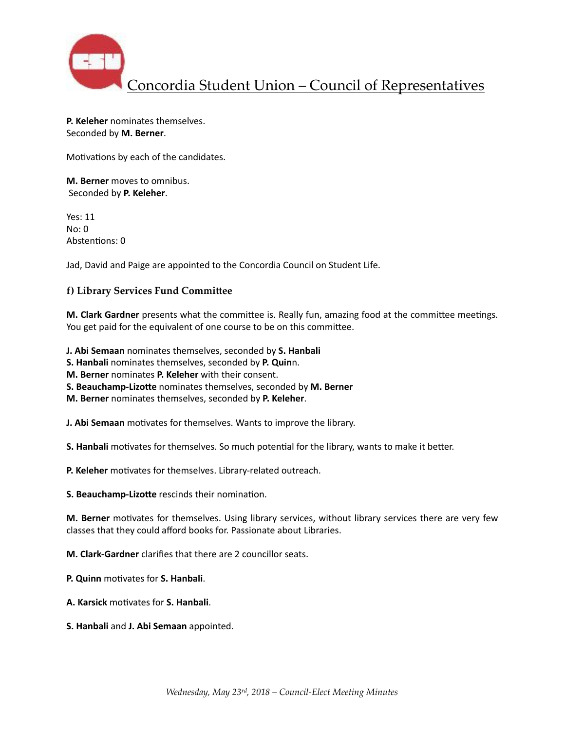**P. Keleher** nominates themselves.
Seconded by **M. Berner**.

Motivations by each of the candidates.

**M. Berner** moves to omnibus.
Seconded by **P. Keleher**.

Yes: 11
No: 0
Abstentions: 0

Jad, David and Paige are appointed to the Concordia Council on Student Life.

### f) Library Services Fund Committee

**M. Clark Gardner** presents what the committee is. Really fun, amazing food at the committee meetings. You get paid for the equivalent of one course to be on this committee.

**J. Abi Semaan** nominates themselves, seconded by **S. Hanbali**
**S. Hanbali** nominates themselves, seconded by **P. Quin**n.
**M. Berner** nominates **P. Keleher** with their consent.
**S. Beauchamp-Lizotte** nominates themselves, seconded by **M. Berner**
**M. Berner** nominates themselves, seconded by **P. Keleher**.

**J. Abi Semaan** motivates for themselves. Wants to improve the library.

**S. Hanbali** motivates for themselves. So much potential for the library, wants to make it better.

**P. Keleher** motivates for themselves. Library-related outreach.

**S. Beauchamp-Lizotte** rescinds their nomination.

**M. Berner** motivates for themselves. Using library services, without library services there are very few classes that they could afford books for. Passionate about Libraries.

**M. Clark-Gardner** clarifies that there are 2 councillor seats.

**P. Quinn** motivates for **S. Hanbali**.

**A. Karsick** motivates for **S. Hanbali**.

**S. Hanbali** and **J. Abi Semaan** appointed.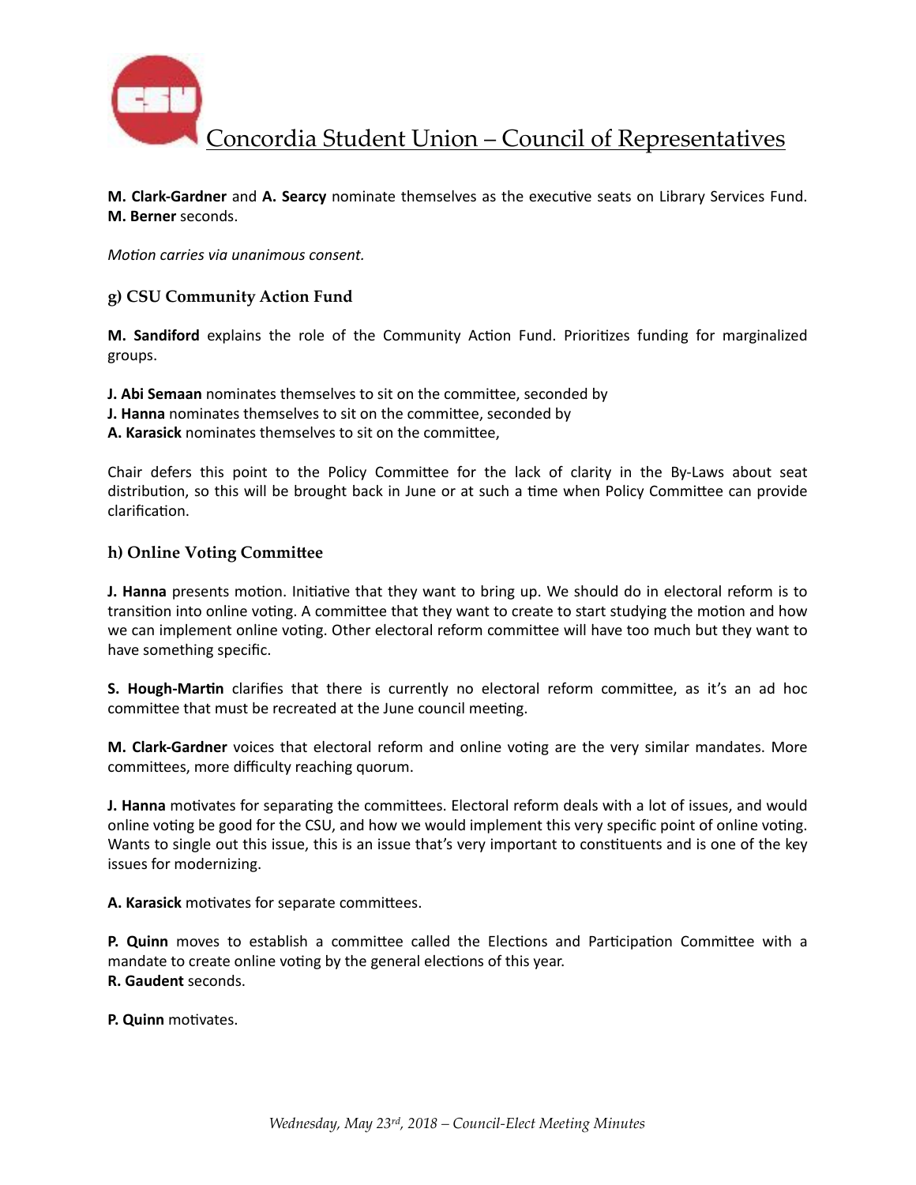**M. Clark-Gardner** and **A. Searcy** nominate themselves as the executive seats on Library Services Fund. **M. Berner** seconds.

*Motion carries via unanimous consent.*

### g) CSU Community Action Fund

**M. Sandiford** explains the role of the Community Action Fund. Prioritizes funding for marginalized groups.

**J. Abi Semaan** nominates themselves to sit on the committee, seconded by
**J. Hanna** nominates themselves to sit on the committee, seconded by
**A. Karasick** nominates themselves to sit on the committee,

Chair defers this point to the Policy Committee for the lack of clarity in the By-Laws about seat distribution, so this will be brought back in June or at such a time when Policy Committee can provide clarification.

### h) Online Voting Committee

**J. Hanna** presents motion. Initiative that they want to bring up. We should do in electoral reform is to transition into online voting. A committee that they want to create to start studying the motion and how we can implement online voting. Other electoral reform committee will have too much but they want to have something specific.

**S. Hough-Martin** clarifies that there is currently no electoral reform committee, as it's an ad hoc committee that must be recreated at the June council meeting.

**M. Clark-Gardner** voices that electoral reform and online voting are the very similar mandates. More committees, more difficulty reaching quorum.

**J. Hanna** motivates for separating the committees. Electoral reform deals with a lot of issues, and would online voting be good for the CSU, and how we would implement this very specific point of online voting. Wants to single out this issue, this is an issue that's very important to constituents and is one of the key issues for modernizing.

**A. Karasick** motivates for separate committees.

**P. Quinn** moves to establish a committee called the Elections and Participation Committee with a mandate to create online voting by the general elections of this year.
**R. Gaudent** seconds.

**P. Quinn** motivates.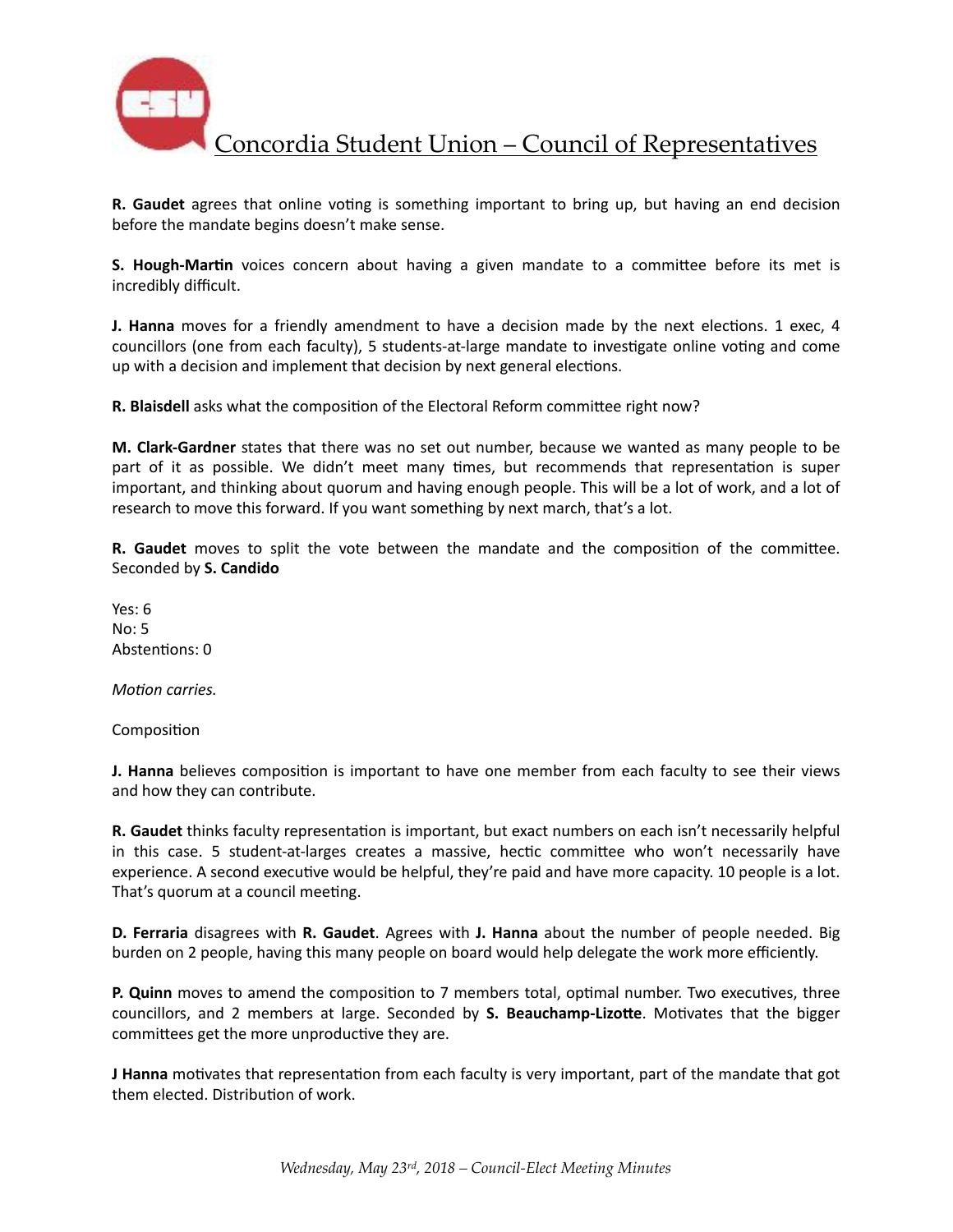**R. Gaudet** agrees that online voting is something important to bring up, but having an end decision before the mandate begins doesn't make sense.

**S. Hough-Martin** voices concern about having a given mandate to a committee before its met is incredibly difficult.

**J. Hanna** moves for a friendly amendment to have a decision made by the next elections. 1 exec, 4 councillors (one from each faculty), 5 students-at-large mandate to investigate online voting and come up with a decision and implement that decision by next general elections.

**R. Blaisdell** asks what the composition of the Electoral Reform committee right now?

**M. Clark-Gardner** states that there was no set out number, because we wanted as many people to be part of it as possible. We didn't meet many times, but recommends that representation is super important, and thinking about quorum and having enough people. This will be a lot of work, and a lot of research to move this forward. If you want something by next march, that's a lot.

**R. Gaudet** moves to split the vote between the mandate and the composition of the committee. Seconded by **S. Candido**

Yes: 6
No: 5
Abstentions: 0

*Motion carries.*

Composition

**J. Hanna** believes composition is important to have one member from each faculty to see their views and how they can contribute.

**R. Gaudet** thinks faculty representation is important, but exact numbers on each isn't necessarily helpful in this case. 5 student-at-larges creates a massive, hectic committee who won't necessarily have experience. A second executive would be helpful, they're paid and have more capacity. 10 people is a lot. That's quorum at a council meeting.

**D. Ferraria** disagrees with **R. Gaudet**. Agrees with **J. Hanna** about the number of people needed. Big burden on 2 people, having this many people on board would help delegate the work more efficiently.

**P. Quinn** moves to amend the composition to 7 members total, optimal number. Two executives, three councillors, and 2 members at large. Seconded by **S. Beauchamp-Lizotte**. Motivates that the bigger committees get the more unproductive they are.

**J Hanna** motivates that representation from each faculty is very important, part of the mandate that got them elected. Distribution of work.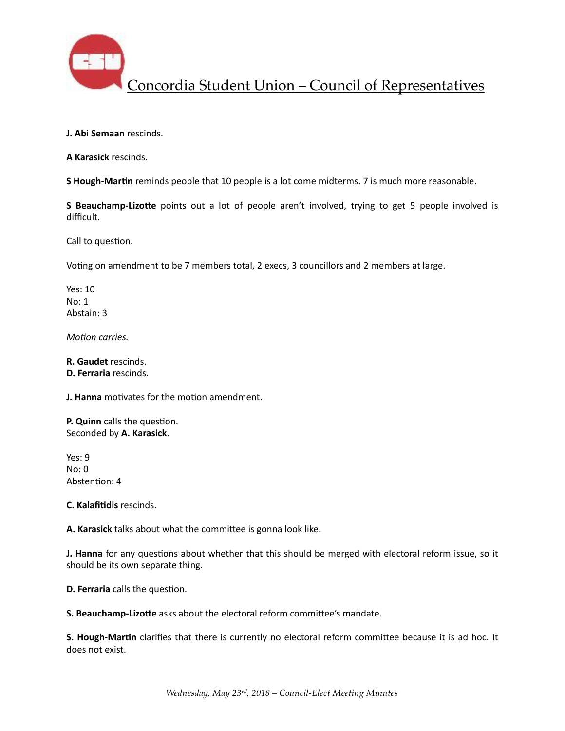**J. Abi Semaan** rescinds.

**A Karasick** rescinds.

**S Hough-Martin** reminds people that 10 people is a lot come midterms. 7 is much more reasonable.

**S Beauchamp-Lizotte** points out a lot of people aren't involved, trying to get 5 people involved is difficult.

Call to question.

Voting on amendment to be 7 members total, 2 execs, 3 councillors and 2 members at large.

Yes: 10
No: 1
Abstain: 3

*Motion carries.*

**R. Gaudet** rescinds.
**D. Ferraria** rescinds.

**J. Hanna** motivates for the motion amendment.

**P. Quinn** calls the question.
Seconded by **A. Karasick**.

Yes: 9
No: 0
Abstention: 4

**C. Kalafitidis** rescinds.

**A. Karasick** talks about what the committee is gonna look like.

**J. Hanna** for any questions about whether that this should be merged with electoral reform issue, so it should be its own separate thing.

**D. Ferraria** calls the question.

**S. Beauchamp-Lizotte** asks about the electoral reform committee's mandate.

**S. Hough-Martin** clarifies that there is currently no electoral reform committee because it is ad hoc. It does not exist.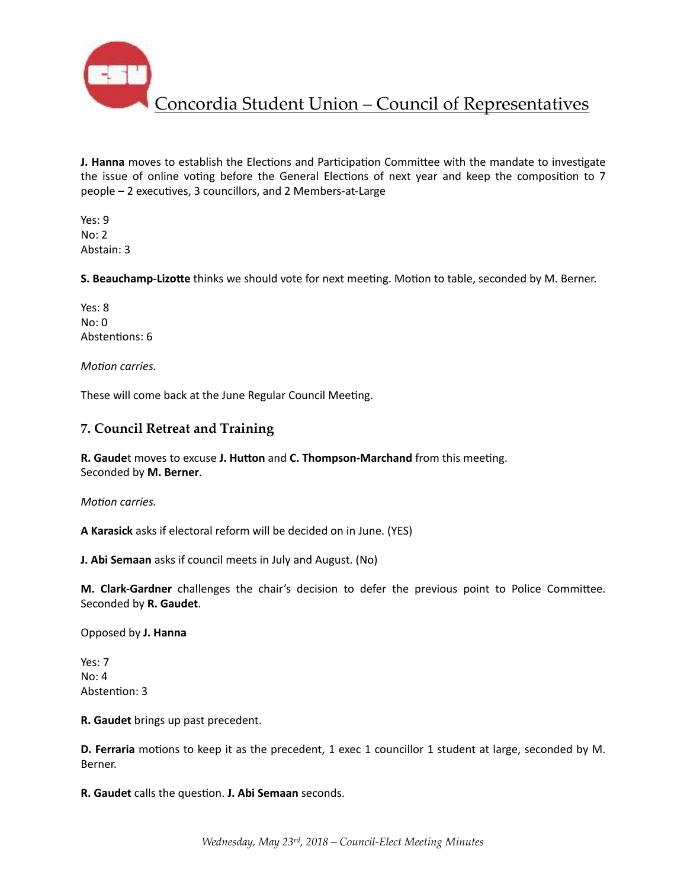**J. Hanna** moves to establish the Elections and Participation Committee with the mandate to investigate the issue of online voting before the General Elections of next year and keep the composition to 7 people – 2 executives, 3 councillors, and 2 Members-at-Large

Yes: 9
No: 2
Abstain: 3

**S. Beauchamp-Lizotte** thinks we should vote for next meeting. Motion to table, seconded by M. Berner.

Yes: 8
No: 0
Abstentions: 6

*Motion carries.*

These will come back at the June Regular Council Meeting.

## 7. Council Retreat and Training

**R. Gaude**t moves to excuse **J. Hutton** and **C. Thompson-Marchand** from this meeting.
Seconded by **M. Berner**.

*Motion carries.*

**A Karasick** asks if electoral reform will be decided on in June. (YES)

**J. Abi Semaan** asks if council meets in July and August. (No)

**M. Clark-Gardner** challenges the chair's decision to defer the previous point to Police Committee. Seconded by **R. Gaudet**.

Opposed by **J. Hanna**

Yes: 7
No: 4
Abstention: 3

**R. Gaudet** brings up past precedent.

**D. Ferraria** motions to keep it as the precedent, 1 exec 1 councillor 1 student at large, seconded by M. Berner.

**R. Gaudet** calls the question. **J. Abi Semaan** seconds.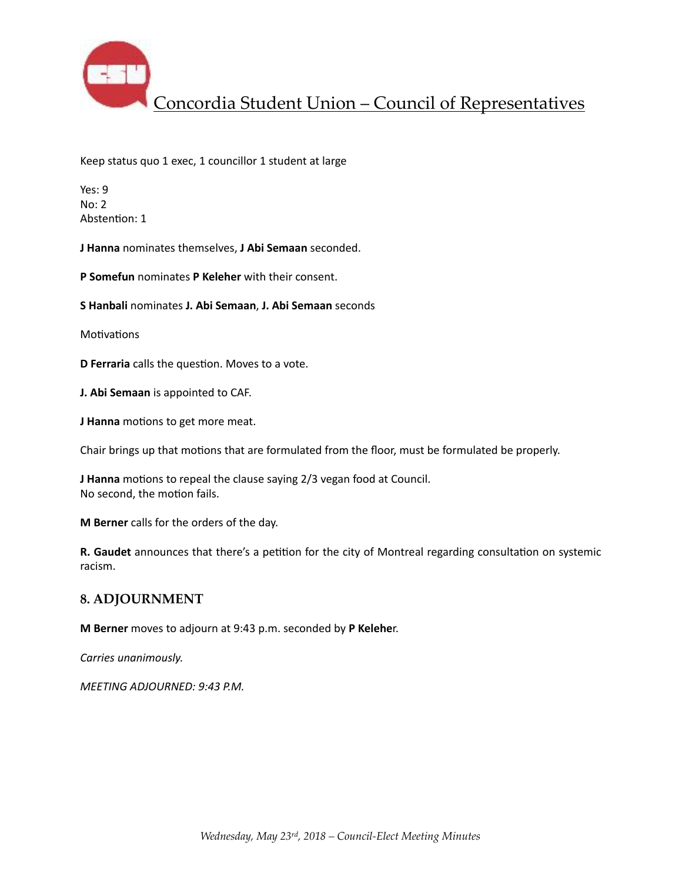Keep status quo 1 exec, 1 councillor 1 student at large

Yes: 9
No: 2
Abstention: 1

**J Hanna** nominates themselves, **J Abi Semaan** seconded.

**P Somefun** nominates **P Keleher** with their consent.

**S Hanbali** nominates **J. Abi Semaan**, **J. Abi Semaan** seconds

Motivations

**D Ferraria** calls the question. Moves to a vote.

**J. Abi Semaan** is appointed to CAF.

**J Hanna** motions to get more meat.

Chair brings up that motions that are formulated from the floor, must be formulated be properly.

**J Hanna** motions to repeal the clause saying 2/3 vegan food at Council.
No second, the motion fails.

**M Berner** calls for the orders of the day.

**R. Gaudet** announces that there's a petition for the city of Montreal regarding consultation on systemic racism.

## 8. ADJOURNMENT

**M Berner** moves to adjourn at 9:43 p.m. seconded by **P Kelehe**r.

*Carries unanimously.*

*MEETING ADJOURNED: 9:43 P.M.*